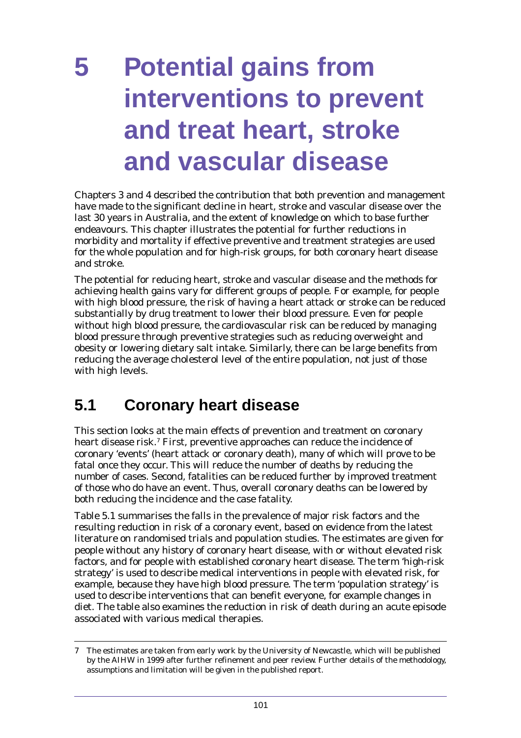# 5 Potential gains from interventions to prevent and treat heart, stroke and vascular disease

Chapters 3 and 4 described the contribution that both prevention and management have made to the significant decline in heart, stroke and vascular disease over the last 30 years in Australia, and the extent of knowledge on which to base further endeavours. This chapter illustrates the potential for further reductions in morbidity and mortality if effective preventive and treatment strategies are used for the whole population and for high-risk groups, for both coronary heart disease and stroke.

The potential for reducing heart, stroke and vascular disease and the methods for achieving health gains vary for different groups of people. For example, for people with high blood pressure, the risk of having a heart attack or stroke can be reduced substantially by drug treatment to lower their blood pressure. Even for people without high blood pressure, the cardiovascular risk can be reduced by managing blood pressure through preventive strategies such as reducing overweight and obesity or lowering dietary salt intake. Similarly, there can be large benefits from reducing the average cholesterol level of the entire population, not just of those with high levels.

## 5.1 Coronary heart disease

This section looks at the main effects of prevention and treatment on coronary heart disease risk.[7] First, preventive approaches can reduce the incidence of coronary 'events' (heart attack or coronary death), many of which will prove to be fatal once they occur. This will reduce the number of deaths by reducing the number of cases. Second, fatalities can be reduced further by improved treatment of those who do have an event. Thus, overall coronary deaths can be lowered by both reducing the incidence and the case fatality.

Table 5.1 summarises the falls in the prevalence of major risk factors and the resulting reduction in risk of a coronary event, based on evidence from the latest literature on randomised trials and population studies. The estimates are given for people without any history of coronary heart disease, with or without elevated risk factors, and for people with established coronary heart disease. The term 'high-risk strategy' is used to describe medical interventions in people with elevated risk, for example, because they have high blood pressure. The term 'population strategy' is used to describe interventions that can benefit everyone, for example changes in diet. The table also examines the reduction in risk of death during an acute episode associated with various medical therapies.

---

7 The estimates are taken from early work by the University of Newcastle, which will be published by the AIHW in 1999 after further refinement and peer review. Further details of the methodology, assumptions and limitation will be given in the published report.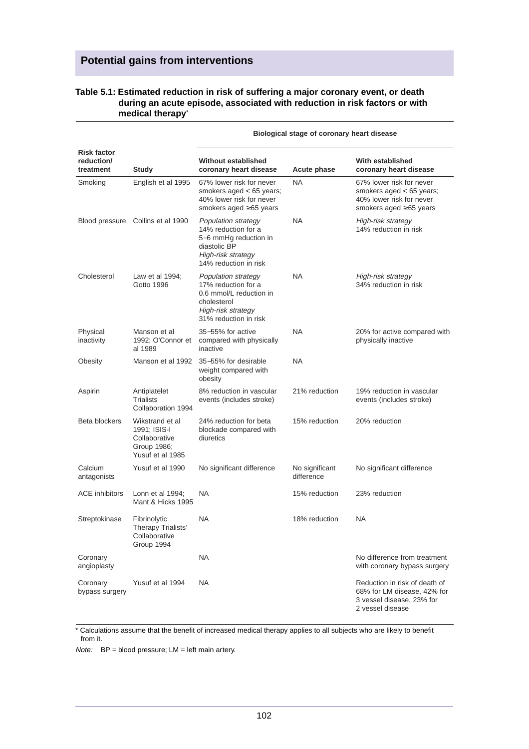## Potential gains from interventions

**Table 5.1: Estimated reduction in risk of suffering a major coronary event, or death during an acute episode, associated with reduction in risk factors or with medical therapy***

| Risk factor reduction/ treatment | Study | Biological stage of coronary heart disease: Without established coronary heart disease | Acute phase | With established coronary heart disease |
|---|---|---|---|---|
| Smoking | English et al 1995 | 67% lower risk for never smokers aged < 65 years; 40% lower risk for never smokers aged ≥65 years | NA | 67% lower risk for never smokers aged < 65 years; 40% lower risk for never smokers aged ≥65 years |
| Blood pressure | Collins et al 1990 | *Population strategy* 14% reduction for a 5–6 mmHg reduction in diastolic BP *High-risk strategy* 14% reduction in risk | NA | *High-risk strategy* 14% reduction in risk |
| Cholesterol | Law et al 1994; Gotto 1996 | *Population strategy* 17% reduction for a 0.6 mmol/L reduction in cholesterol *High-risk strategy* 31% reduction in risk | NA | *High-risk strategy* 34% reduction in risk |
| Physical inactivity | Manson et al 1992; O'Connor et al 1989 | 35–55% for active compared with physically inactive | NA | 20% for active compared with physically inactive |
| Obesity | Manson et al 1992 | 35–55% for desirable weight compared with obesity | NA | |
| Aspirin | Antiplatelet Trialists Collaboration 1994 | 8% reduction in vascular events (includes stroke) | 21% reduction | 19% reduction in vascular events (includes stroke) |
| Beta blockers | Wikstrand et al 1991; ISIS-I Collaborative Group 1986; Yusuf et al 1985 | 24% reduction for beta blockade compared with diuretics | 15% reduction | 20% reduction |
| Calcium antagonists | Yusuf et al 1990 | No significant difference | No significant difference | No significant difference |
| ACE inhibitors | Lonn et al 1994; Mant & Hicks 1995 | NA | 15% reduction | 23% reduction |
| Streptokinase | Fibrinolytic Therapy Trialists' Collaborative Group 1994 | NA | 18% reduction | NA |
| Coronary angioplasty | | NA | | No difference from treatment with coronary bypass surgery |
| Coronary bypass surgery | Yusuf et al 1994 | NA | | Reduction in risk of death of 68% for LM disease, 42% for 3 vessel disease, 23% for 2 vessel disease |

\* Calculations assume that the benefit of increased medical therapy applies to all subjects who are likely to benefit from it.

*Note:* BP = blood pressure; LM = left main artery.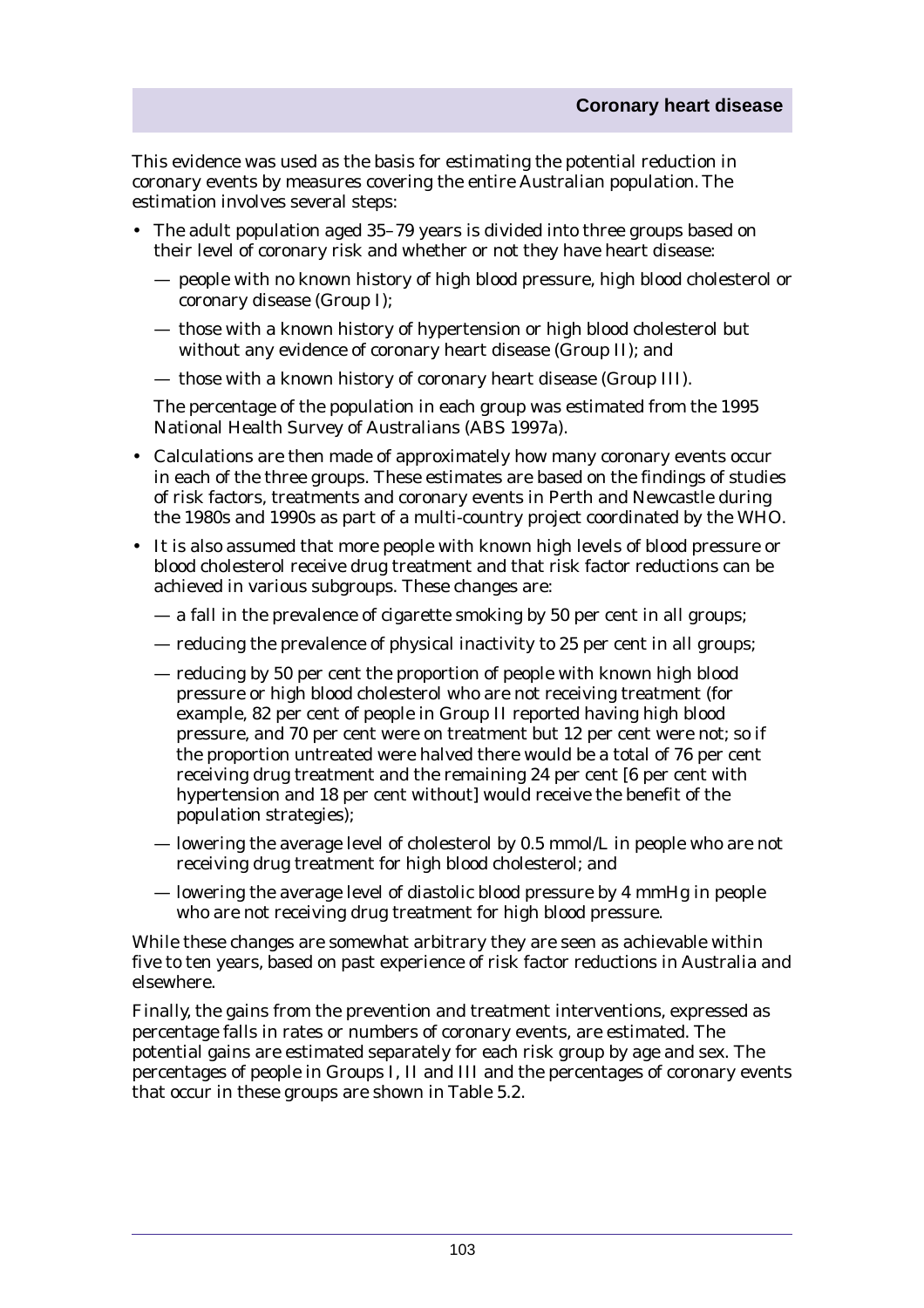This evidence was used as the basis for estimating the potential reduction in coronary events by measures covering the entire Australian population. The estimation involves several steps:

- The adult population aged 35–79 years is divided into three groups based on their level of coronary risk and whether or not they have heart disease:
  - — people with no known history of high blood pressure, high blood cholesterol or coronary disease (Group I);
  - — those with a known history of hypertension or high blood cholesterol but without any evidence of coronary heart disease (Group II); and
  - — those with a known history of coronary heart disease (Group III).

  The percentage of the population in each group was estimated from the 1995 National Health Survey of Australians (ABS 1997a).

- Calculations are then made of approximately how many coronary events occur in each of the three groups. These estimates are based on the findings of studies of risk factors, treatments and coronary events in Perth and Newcastle during the 1980s and 1990s as part of a multi-country project coordinated by the WHO.
- It is also assumed that more people with known high levels of blood pressure or blood cholesterol receive drug treatment and that risk factor reductions can be achieved in various subgroups. These changes are:
  - — a fall in the prevalence of cigarette smoking by 50 per cent in all groups;
  - — reducing the prevalence of physical inactivity to 25 per cent in all groups;
  - — reducing by 50 per cent the proportion of people with known high blood pressure or high blood cholesterol who are not receiving treatment (for example, 82 per cent of people in Group II reported having high blood pressure, and 70 per cent were on treatment but 12 per cent were not; so if the proportion untreated were halved there would be a total of 76 per cent receiving drug treatment and the remaining 24 per cent [6 per cent with hypertension and 18 per cent without] would receive the benefit of the population strategies);
  - — lowering the average level of cholesterol by 0.5 mmol/L in people who are not receiving drug treatment for high blood cholesterol; and
  - — lowering the average level of diastolic blood pressure by 4 mmHg in people who are not receiving drug treatment for high blood pressure.

While these changes are somewhat arbitrary they are seen as achievable within five to ten years, based on past experience of risk factor reductions in Australia and elsewhere.

Finally, the gains from the prevention and treatment interventions, expressed as percentage falls in rates or numbers of coronary events, are estimated. The potential gains are estimated separately for each risk group by age and sex. The percentages of people in Groups I, II and III and the percentages of coronary events that occur in these groups are shown in Table 5.2.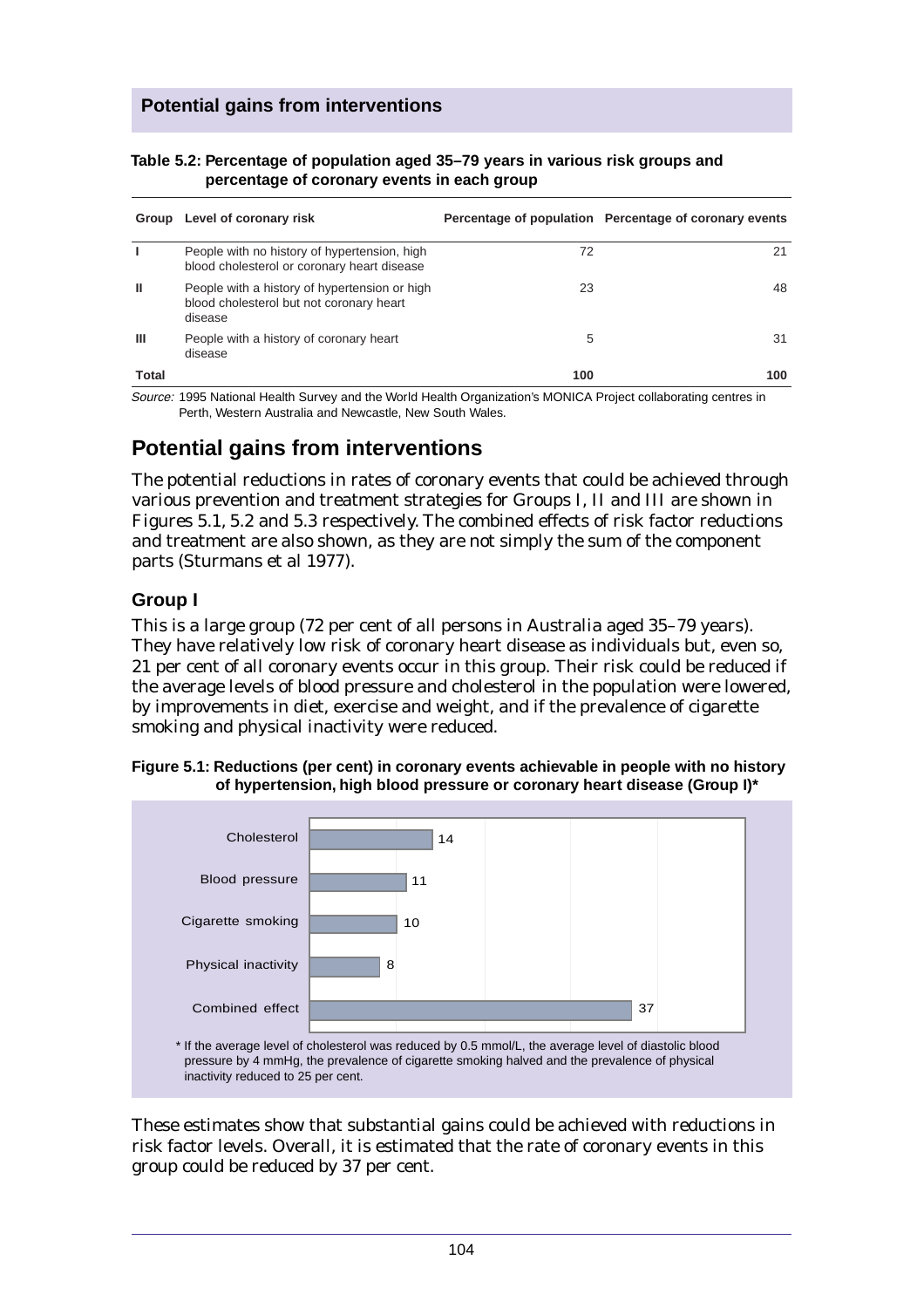## Potential gains from interventions

**Table 5.2: Percentage of population aged 35–79 years in various risk groups and percentage of coronary events in each group**

| Group | Level of coronary risk | Percentage of population | Percentage of coronary events |
|---|---|---|---|
| I | People with no history of hypertension, high blood cholesterol or coronary heart disease | 72 | 21 |
| II | People with a history of hypertension or high blood cholesterol but not coronary heart disease | 23 | 48 |
| III | People with a history of coronary heart disease | 5 | 31 |
| **Total** | | **100** | **100** |

*Source:* 1995 National Health Survey and the World Health Organization's MONICA Project collaborating centres in Perth, Western Australia and Newcastle, New South Wales.

## Potential gains from interventions

The potential reductions in rates of coronary events that could be achieved through various prevention and treatment strategies for Groups I, II and III are shown in Figures 5.1, 5.2 and 5.3 respectively. The combined effects of risk factor reductions and treatment are also shown, as they are not simply the sum of the component parts (Sturmans et al 1977).

### Group I

This is a large group (72 per cent of all persons in Australia aged 35–79 years). They have relatively low risk of coronary heart disease as individuals but, even so, 21 per cent of all coronary events occur in this group. Their risk could be reduced if the average levels of blood pressure and cholesterol in the population were lowered, by improvements in diet, exercise and weight, and if the prevalence of cigarette smoking and physical inactivity were reduced.

**Figure 5.1: Reductions (per cent) in coronary events achievable in people with no history of hypertension, high blood pressure or coronary heart disease (Group I)***

| Factor | Reduction (per cent) |
|---|---|
| Cholesterol | 14 |
| Blood pressure | 11 |
| Cigarette smoking | 10 |
| Physical inactivity | 8 |
| Combined effect | 37 |

\* If the average level of cholesterol was reduced by 0.5 mmol/L, the average level of diastolic blood pressure by 4 mmHg, the prevalence of cigarette smoking halved and the prevalence of physical inactivity reduced to 25 per cent.

These estimates show that substantial gains could be achieved with reductions in risk factor levels. Overall, it is estimated that the rate of coronary events in this group could be reduced by 37 per cent.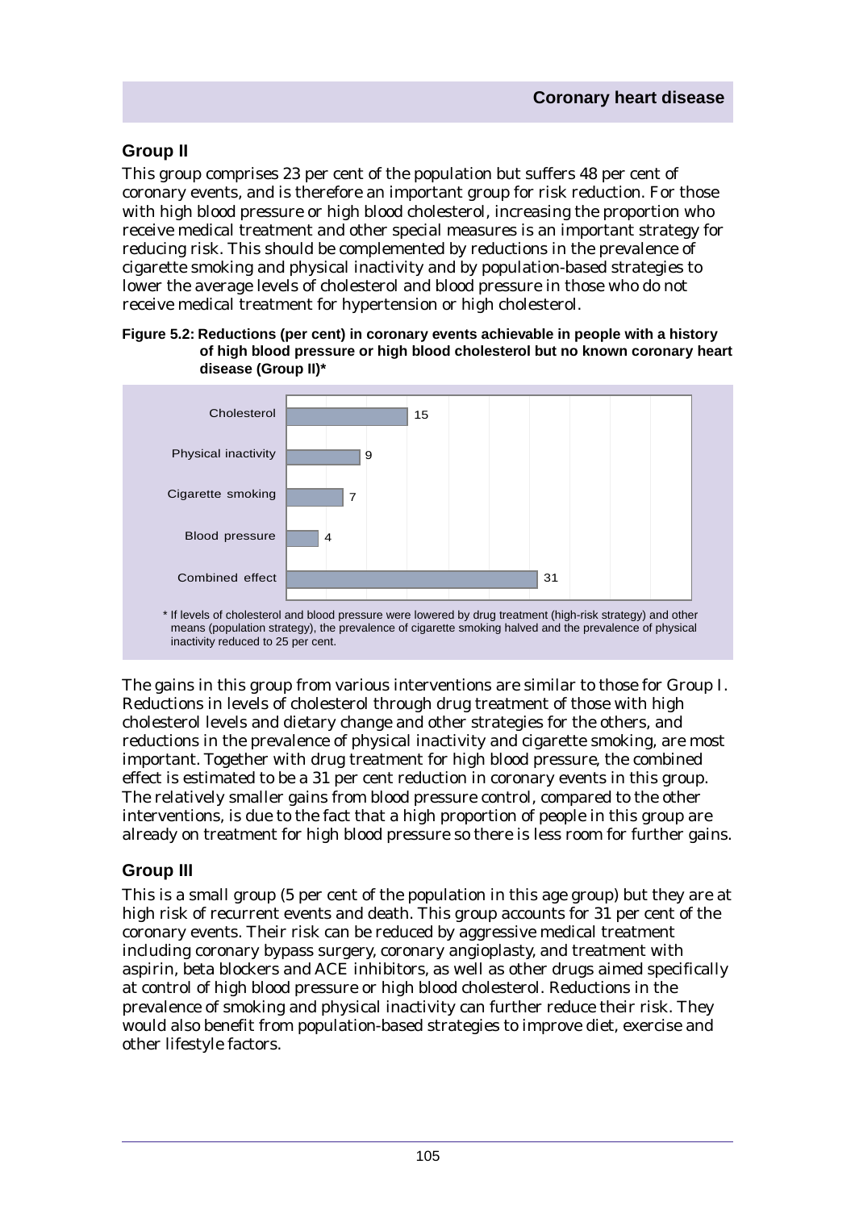## Group II

This group comprises 23 per cent of the population but suffers 48 per cent of coronary events, and is therefore an important group for risk reduction. For those with high blood pressure or high blood cholesterol, increasing the proportion who receive medical treatment and other special measures is an important strategy for reducing risk. This should be complemented by reductions in the prevalence of cigarette smoking and physical inactivity and by population-based strategies to lower the average levels of cholesterol and blood pressure in those who do not receive medical treatment for hypertension or high cholesterol.

**Figure 5.2: Reductions (per cent) in coronary events achievable in people with a history of high blood pressure or high blood cholesterol but no known coronary heart disease (Group II)***

| Factor | Reduction (per cent) |
|---|---|
| Cholesterol | 15 |
| Physical inactivity | 9 |
| Cigarette smoking | 7 |
| Blood pressure | 4 |
| Combined effect | 31 |

* If levels of cholesterol and blood pressure were lowered by drug treatment (high-risk strategy) and other means (population strategy), the prevalence of cigarette smoking halved and the prevalence of physical inactivity reduced to 25 per cent.

The gains in this group from various interventions are similar to those for Group I. Reductions in levels of cholesterol through drug treatment of those with high cholesterol levels and dietary change and other strategies for the others, and reductions in the prevalence of physical inactivity and cigarette smoking, are most important. Together with drug treatment for high blood pressure, the combined effect is estimated to be a 31 per cent reduction in coronary events in this group. The relatively smaller gains from blood pressure control, compared to the other interventions, is due to the fact that a high proportion of people in this group are already on treatment for high blood pressure so there is less room for further gains.

## Group III

This is a small group (5 per cent of the population in this age group) but they are at high risk of recurrent events and death. This group accounts for 31 per cent of the coronary events. Their risk can be reduced by aggressive medical treatment including coronary bypass surgery, coronary angioplasty, and treatment with aspirin, beta blockers and ACE inhibitors, as well as other drugs aimed specifically at control of high blood pressure or high blood cholesterol. Reductions in the prevalence of smoking and physical inactivity can further reduce their risk. They would also benefit from population-based strategies to improve diet, exercise and other lifestyle factors.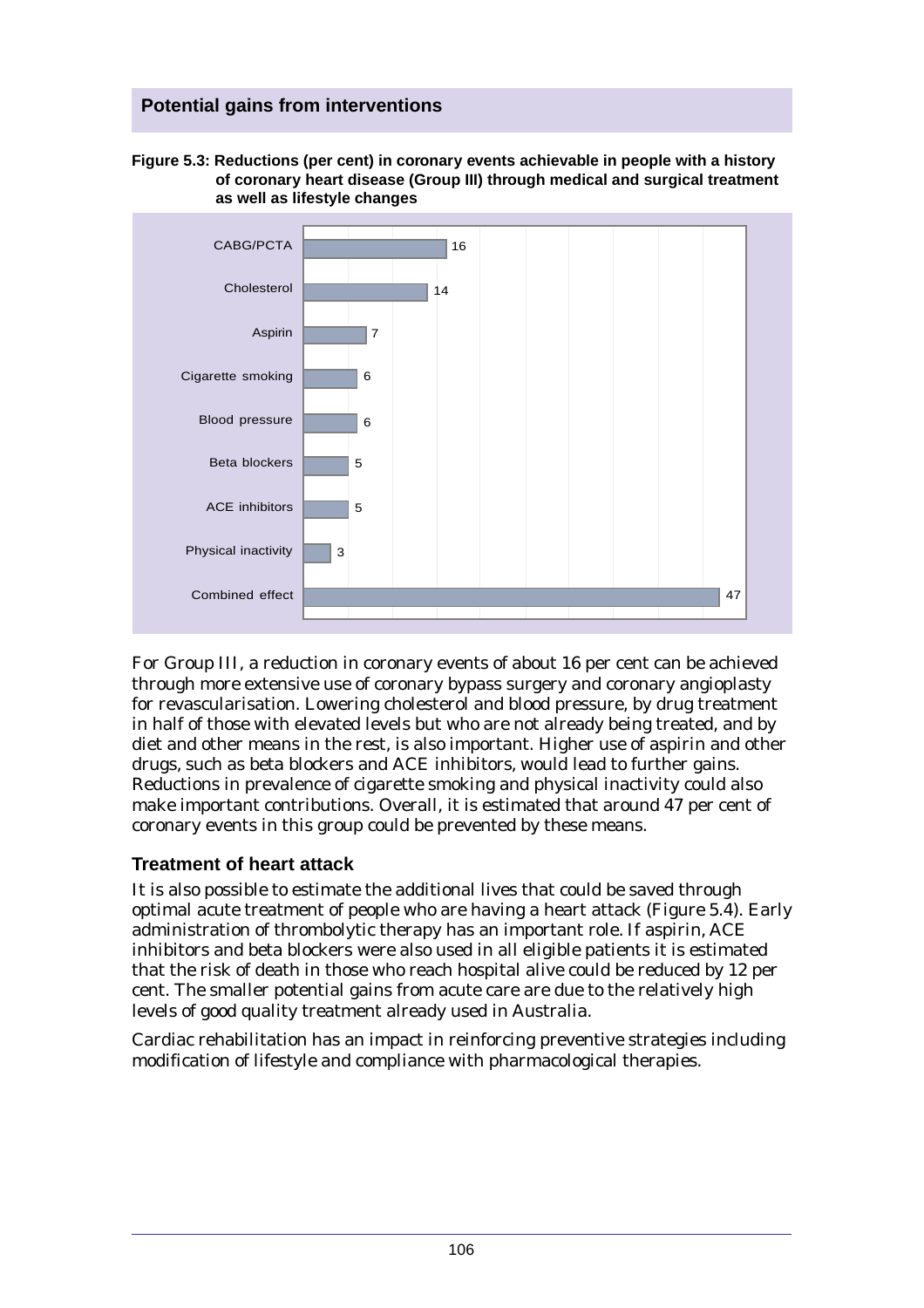## Potential gains from interventions

**Figure 5.3: Reductions (per cent) in coronary events achievable in people with a history of coronary heart disease (Group III) through medical and surgical treatment as well as lifestyle changes**

| Intervention | Reduction (per cent) |
| --- | --- |
| CABG/PCTA | 16 |
| Cholesterol | 14 |
| Aspirin | 7 |
| Cigarette smoking | 6 |
| Blood pressure | 6 |
| Beta blockers | 5 |
| ACE inhibitors | 5 |
| Physical inactivity | 3 |
| Combined effect | 47 |

For Group III, a reduction in coronary events of about 16 per cent can be achieved through more extensive use of coronary bypass surgery and coronary angioplasty for revascularisation. Lowering cholesterol and blood pressure, by drug treatment in half of those with elevated levels but who are not already being treated, and by diet and other means in the rest, is also important. Higher use of aspirin and other drugs, such as beta blockers and ACE inhibitors, would lead to further gains. Reductions in prevalence of cigarette smoking and physical inactivity could also make important contributions. Overall, it is estimated that around 47 per cent of coronary events in this group could be prevented by these means.

### Treatment of heart attack

It is also possible to estimate the additional lives that could be saved through optimal acute treatment of people who are having a heart attack (Figure 5.4). Early administration of thrombolytic therapy has an important role. If aspirin, ACE inhibitors and beta blockers were also used in all eligible patients it is estimated that the risk of death in those who reach hospital alive could be reduced by 12 per cent. The smaller potential gains from acute care are due to the relatively high levels of good quality treatment already used in Australia.

Cardiac rehabilitation has an impact in reinforcing preventive strategies including modification of lifestyle and compliance with pharmacological therapies.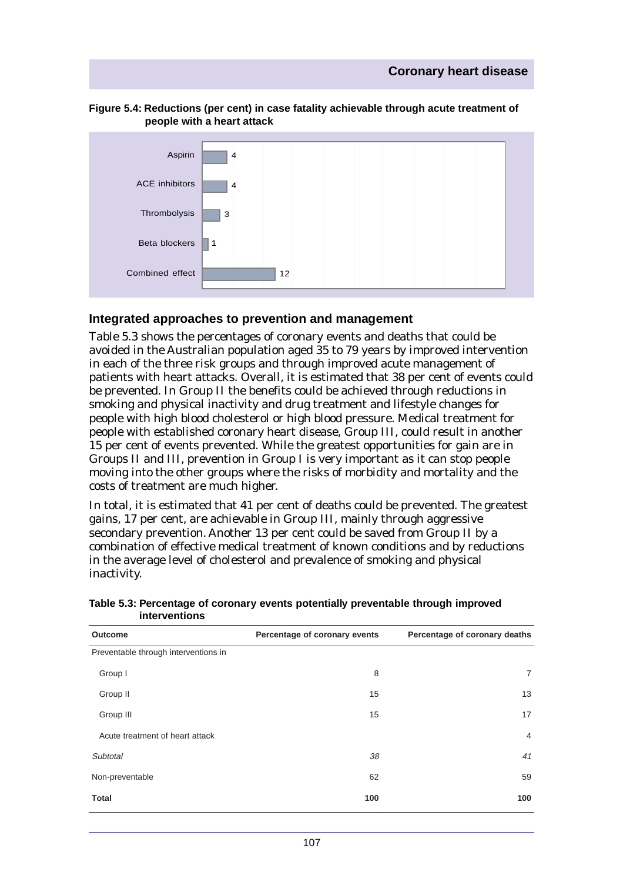**Figure 5.4: Reductions (per cent) in case fatality achievable through acute treatment of people with a heart attack**

| Treatment | Reduction (per cent) |
|---|---|
| Aspirin | 4 |
| ACE inhibitors | 4 |
| Thrombolysis | 3 |
| Beta blockers | 1 |
| Combined effect | 12 |

## Integrated approaches to prevention and management

Table 5.3 shows the percentages of coronary events and deaths that could be avoided in the Australian population aged 35 to 79 years by improved intervention in each of the three risk groups and through improved acute management of patients with heart attacks. Overall, it is estimated that 38 per cent of events could be prevented. In Group II the benefits could be achieved through reductions in smoking and physical inactivity and drug treatment and lifestyle changes for people with high blood cholesterol or high blood pressure. Medical treatment for people with established coronary heart disease, Group III, could result in another 15 per cent of events prevented. While the greatest opportunities for gain are in Groups II and III, prevention in Group I is very important as it can stop people moving into the other groups where the risks of morbidity and mortality and the costs of treatment are much higher.

In total, it is estimated that 41 per cent of deaths could be prevented. The greatest gains, 17 per cent, are achievable in Group III, mainly through aggressive secondary prevention. Another 13 per cent could be saved from Group II by a combination of effective medical treatment of known conditions and by reductions in the average level of cholesterol and prevalence of smoking and physical inactivity.

**Table 5.3: Percentage of coronary events potentially preventable through improved interventions**

| Outcome | Percentage of coronary events | Percentage of coronary deaths |
|---|---|---|
| Preventable through interventions in | | |
| Group I | 8 | 7 |
| Group II | 15 | 13 |
| Group III | 15 | 17 |
| Acute treatment of heart attack | | 4 |
| *Subtotal* | *38* | *41* |
| Non-preventable | 62 | 59 |
| **Total** | **100** | **100** |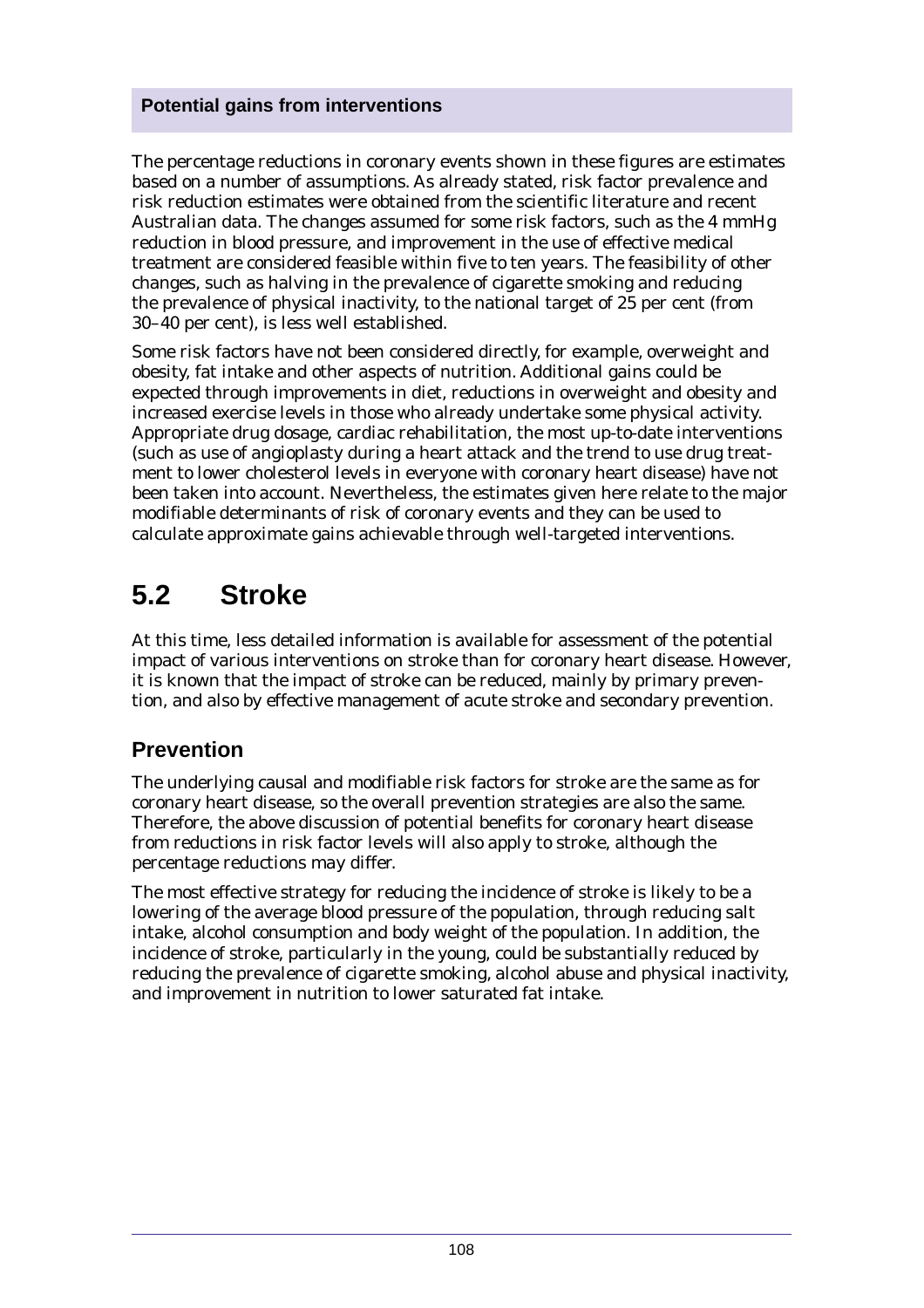### Potential gains from interventions

The percentage reductions in coronary events shown in these figures are estimates based on a number of assumptions. As already stated, risk factor prevalence and risk reduction estimates were obtained from the scientific literature and recent Australian data. The changes assumed for some risk factors, such as the 4 mmHg reduction in blood pressure, and improvement in the use of effective medical treatment are considered feasible within five to ten years. The feasibility of other changes, such as halving in the prevalence of cigarette smoking and reducing the prevalence of physical inactivity, to the national target of 25 per cent (from 30–40 per cent), is less well established.

Some risk factors have not been considered directly, for example, overweight and obesity, fat intake and other aspects of nutrition. Additional gains could be expected through improvements in diet, reductions in overweight and obesity and increased exercise levels in those who already undertake some physical activity. Appropriate drug dosage, cardiac rehabilitation, the most up-to-date interventions (such as use of angioplasty during a heart attack and the trend to use drug treatment to lower cholesterol levels in everyone with coronary heart disease) have not been taken into account. Nevertheless, the estimates given here relate to the major modifiable determinants of risk of coronary events and they can be used to calculate approximate gains achievable through well-targeted interventions.

## 5.2 Stroke

At this time, less detailed information is available for assessment of the potential impact of various interventions on stroke than for coronary heart disease. However, it is known that the impact of stroke can be reduced, mainly by primary prevention, and also by effective management of acute stroke and secondary prevention.

### Prevention

The underlying causal and modifiable risk factors for stroke are the same as for coronary heart disease, so the overall prevention strategies are also the same. Therefore, the above discussion of potential benefits for coronary heart disease from reductions in risk factor levels will also apply to stroke, although the percentage reductions may differ.

The most effective strategy for reducing the incidence of stroke is likely to be a lowering of the average blood pressure of the population, through reducing salt intake, alcohol consumption and body weight of the population. In addition, the incidence of stroke, particularly in the young, could be substantially reduced by reducing the prevalence of cigarette smoking, alcohol abuse and physical inactivity, and improvement in nutrition to lower saturated fat intake.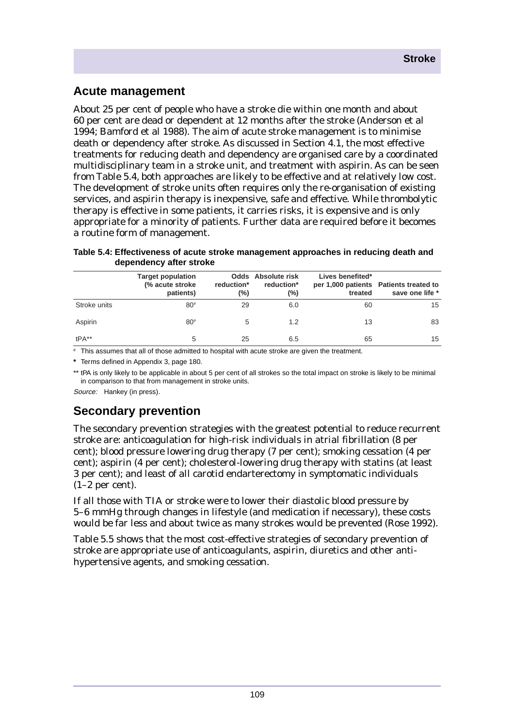## Acute management

About 25 per cent of people who have a stroke die within one month and about 60 per cent are dead or dependent at 12 months after the stroke (Anderson et al 1994; Bamford et al 1988). The aim of acute stroke management is to minimise death or dependency after stroke. As discussed in Section 4.1, the most effective treatments for reducing death and dependency are organised care by a coordinated multidisciplinary team in a stroke unit, and treatment with aspirin. As can be seen from Table 5.4, both approaches are likely to be effective and at relatively low cost. The development of stroke units often requires only the re-organisation of existing services, and aspirin therapy is inexpensive, safe and effective. While thrombolytic therapy is effective in some patients, it carries risks, it is expensive and is only appropriate for a minority of patients. Further data are required before it becomes a routine form of management.

**Table 5.4: Effectiveness of acute stroke management approaches in reducing death and dependency after stroke**

| | Target population (% acute stroke patients) | Odds reduction* (%) | Absolute risk reduction* (%) | Lives benefited* per 1,000 patients treated | Patients treated to save one life * |
|---|---|---|---|---|---|
| Stroke units | 80[#] | 29 | 6.0 | 60 | 15 |
| Aspirin | 80[#] | 5 | 1.2 | 13 | 83 |
| tPA** | 5 | 25 | 6.5 | 65 | 15 |

[#] This assumes that all of those admitted to hospital with acute stroke are given the treatment.

**\*** Terms defined in Appendix 3, page 180.

** tPA is only likely to be applicable in about 5 per cent of all strokes so the total impact on stroke is likely to be minimal in comparison to that from management in stroke units.

*Source:* Hankey (in press).

## Secondary prevention

The secondary prevention strategies with the greatest potential to reduce recurrent stroke are: anticoagulation for high-risk individuals in atrial fibrillation (8 per cent); blood pressure lowering drug therapy (7 per cent); smoking cessation (4 per cent); aspirin (4 per cent); cholesterol-lowering drug therapy with statins (at least 3 per cent); and least of all carotid endarterectomy in symptomatic individuals (1–2 per cent).

If all those with TIA or stroke were to lower their diastolic blood pressure by 5–6 mmHg through changes in lifestyle (and medication if necessary), these costs would be far less and about twice as many strokes would be prevented (Rose 1992).

Table 5.5 shows that the most cost-effective strategies of secondary prevention of stroke are appropriate use of anticoagulants, aspirin, diuretics and other anti-hypertensive agents, and smoking cessation.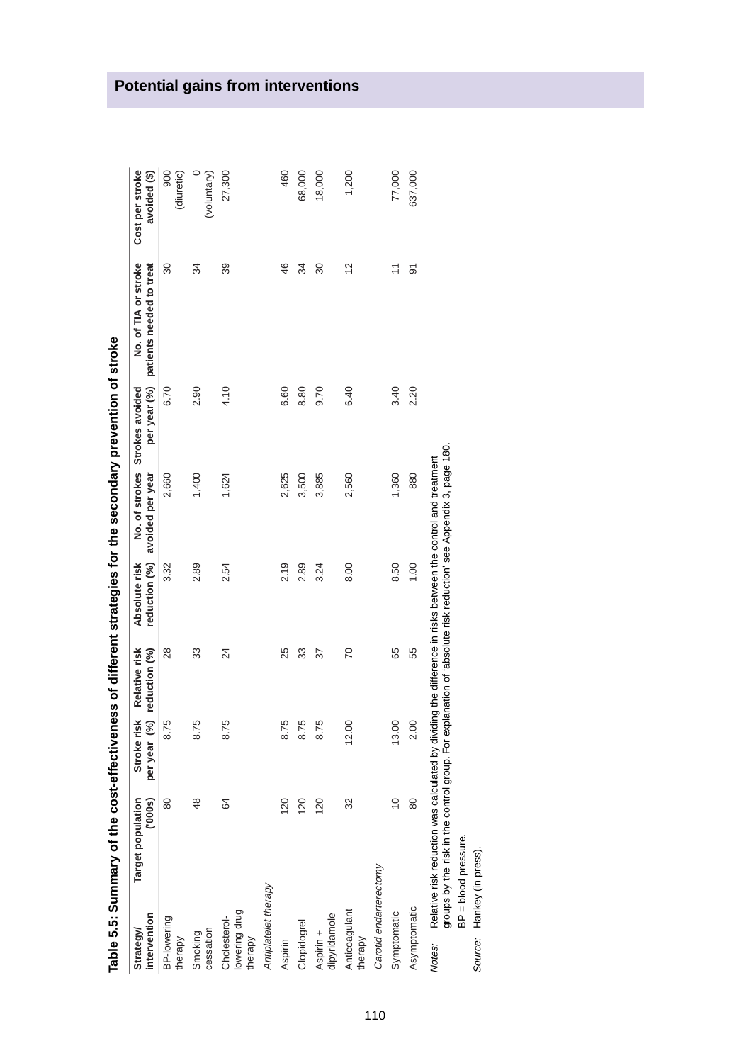## Potential gains from interventions

**Table 5.5: Summary of the cost-effectiveness of different strategies for the secondary prevention of stroke**

| Strategy/ intervention | Target population ('000s) | Stroke risk per year (%) | Relative risk reduction (%) | Absolute risk reduction (%) | No. of strokes avoided per year | Strokes avoided per year (%) | No. of TIA or stroke patients needed to treat | Cost per stroke avoided ($) |
|---|---|---|---|---|---|---|---|---|
| BP-lowering therapy | 80 | 8.75 | 28 | 3.32 | 2,660 | 6.70 | 30 | 900 (diuretic) |
| Smoking cessation | 48 | 8.75 | 33 | 2.89 | 1,400 | 2.90 | 34 | 0 (voluntary) |
| Cholesterol-lowering drug therapy | 64 | 8.75 | 24 | 2.54 | 1,624 | 4.10 | 39 | 27,300 |
| *Antiplatelet therapy* | | | | | | | | |
| Aspirin | 120 | 8.75 | 25 | 2.19 | 2,625 | 6.60 | 46 | 460 |
| Clopidogrel | 120 | 8.75 | 33 | 2.89 | 3,500 | 8.80 | 34 | 68,000 |
| Aspirin + dipyridamole | 120 | 8.75 | 37 | 3.24 | 3,885 | 9.70 | 30 | 18,000 |
| Anticoagulant therapy | 32 | 12.00 | 70 | 8.00 | 2,560 | 6.40 | 12 | 1,200 |
| *Carotid endarterectomy* | | | | | | | | |
| Symptomatic | 10 | 13.00 | 65 | 8.50 | 1,360 | 3.40 | 11 | 77,000 |
| Asymptomatic | 80 | 2.00 | 55 | 1.00 | 880 | 2.20 | 91 | 637,000 |

*Notes:* Relative risk reduction was calculated by dividing the difference in risks between the control and treatment groups by the risk in the control group. For explanation of 'absolute risk reduction' see Appendix 3, page 180.

BP = blood pressure.

*Source:* Hankey (in press).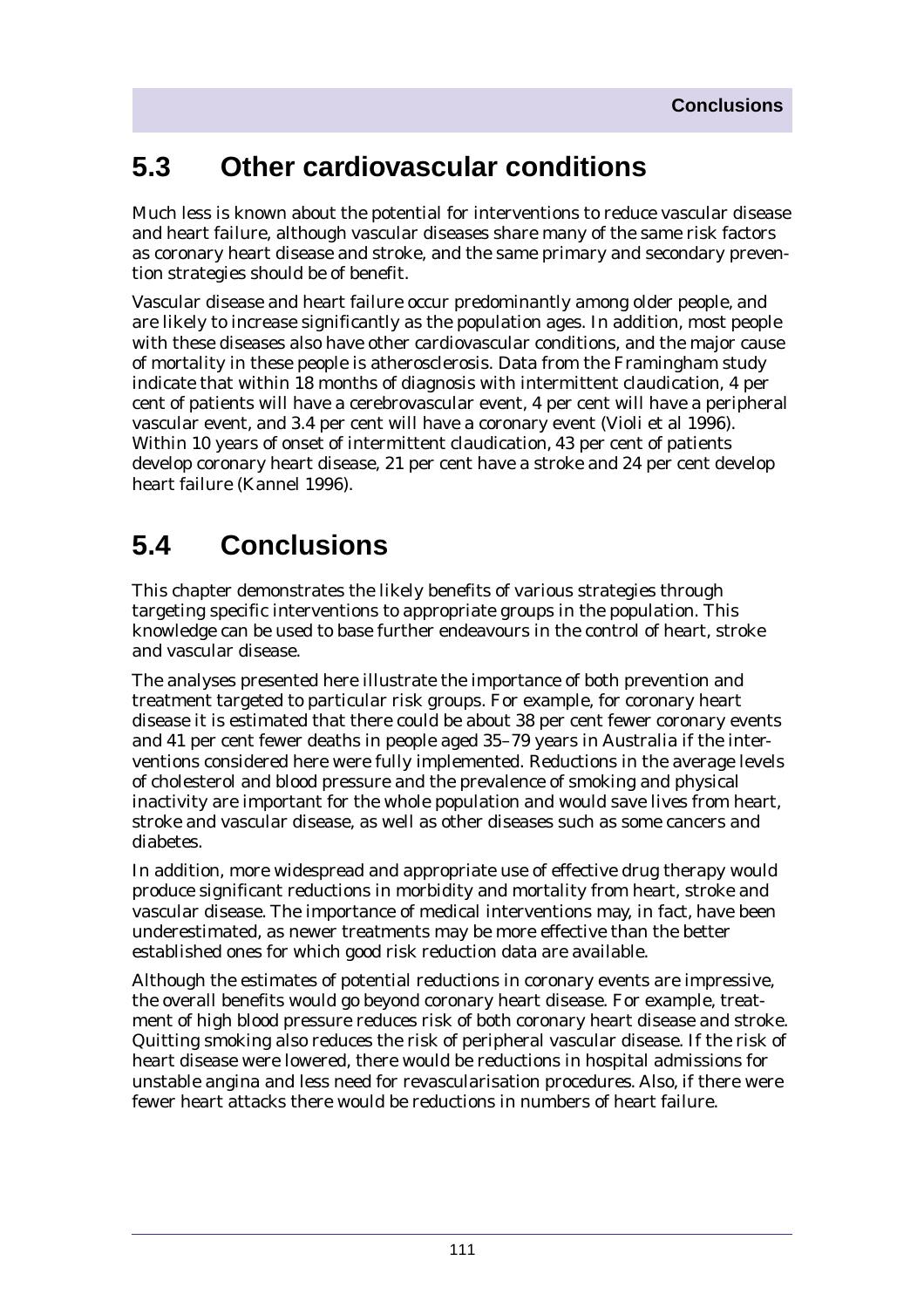## 5.3 Other cardiovascular conditions

Much less is known about the potential for interventions to reduce vascular disease and heart failure, although vascular diseases share many of the same risk factors as coronary heart disease and stroke, and the same primary and secondary prevention strategies should be of benefit.

Vascular disease and heart failure occur predominantly among older people, and are likely to increase significantly as the population ages. In addition, most people with these diseases also have other cardiovascular conditions, and the major cause of mortality in these people is atherosclerosis. Data from the Framingham study indicate that within 18 months of diagnosis with intermittent claudication, 4 per cent of patients will have a cerebrovascular event, 4 per cent will have a peripheral vascular event, and 3.4 per cent will have a coronary event (Violi et al 1996). Within 10 years of onset of intermittent claudication, 43 per cent of patients develop coronary heart disease, 21 per cent have a stroke and 24 per cent develop heart failure (Kannel 1996).

## 5.4 Conclusions

This chapter demonstrates the likely benefits of various strategies through targeting specific interventions to appropriate groups in the population. This knowledge can be used to base further endeavours in the control of heart, stroke and vascular disease.

The analyses presented here illustrate the importance of both prevention and treatment targeted to particular risk groups. For example, for coronary heart disease it is estimated that there could be about 38 per cent fewer coronary events and 41 per cent fewer deaths in people aged 35–79 years in Australia if the interventions considered here were fully implemented. Reductions in the average levels of cholesterol and blood pressure and the prevalence of smoking and physical inactivity are important for the whole population and would save lives from heart, stroke and vascular disease, as well as other diseases such as some cancers and diabetes.

In addition, more widespread and appropriate use of effective drug therapy would produce significant reductions in morbidity and mortality from heart, stroke and vascular disease. The importance of medical interventions may, in fact, have been underestimated, as newer treatments may be more effective than the better established ones for which good risk reduction data are available.

Although the estimates of potential reductions in coronary events are impressive, the overall benefits would go beyond coronary heart disease. For example, treatment of high blood pressure reduces risk of both coronary heart disease and stroke. Quitting smoking also reduces the risk of peripheral vascular disease. If the risk of heart disease were lowered, there would be reductions in hospital admissions for unstable angina and less need for revascularisation procedures. Also, if there were fewer heart attacks there would be reductions in numbers of heart failure.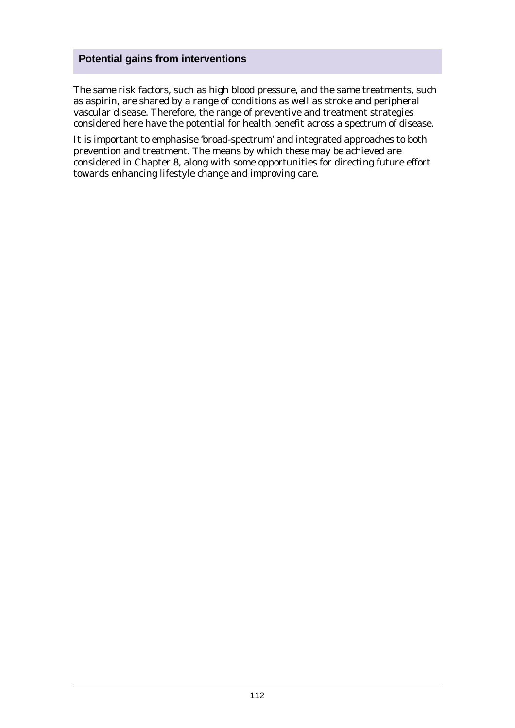## Potential gains from interventions

The same risk factors, such as high blood pressure, and the same treatments, such as aspirin, are shared by a range of conditions as well as stroke and peripheral vascular disease. Therefore, the range of preventive and treatment strategies considered here have the potential for health benefit across a spectrum of disease.

It is important to emphasise 'broad-spectrum' and integrated approaches to both prevention and treatment. The means by which these may be achieved are considered in Chapter 8, along with some opportunities for directing future effort towards enhancing lifestyle change and improving care.